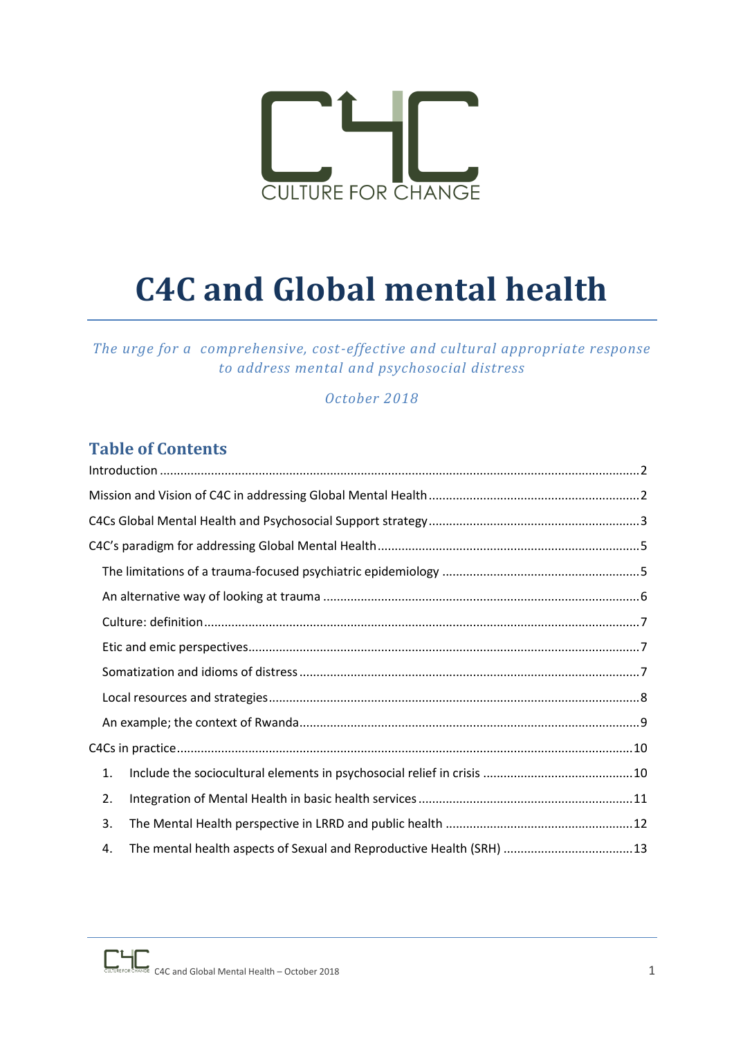CULTURE FOR CHANGE

# C4C and Global mental health

*The urge for a comprehensive, cost-effective and cultural appropriate response to address mental and psychosocial distress*

*October 2018*

## Table of Contents

Introduction ..... 2

Mission and Vision of C4C in addressing Global Mental Health ..... 2

C4Cs Global Mental Health and Psychosocial Support strategy ..... 3

C4C's paradigm for addressing Global Mental Health ..... 5

- The limitations of a trauma-focused psychiatric epidemiology ..... 5
- An alternative way of looking at trauma ..... 6
- Culture: definition ..... 7
- Etic and emic perspectives ..... 7
- Somatization and idioms of distress ..... 7
- Local resources and strategies ..... 8
- An example; the context of Rwanda ..... 9

C4Cs in practice ..... 10

1. Include the sociocultural elements in psychosocial relief in crisis ..... 10
2. Integration of Mental Health in basic health services ..... 11
3. The Mental Health perspective in LRRD and public health ..... 12
4. The mental health aspects of Sexual and Reproductive Health (SRH) ..... 13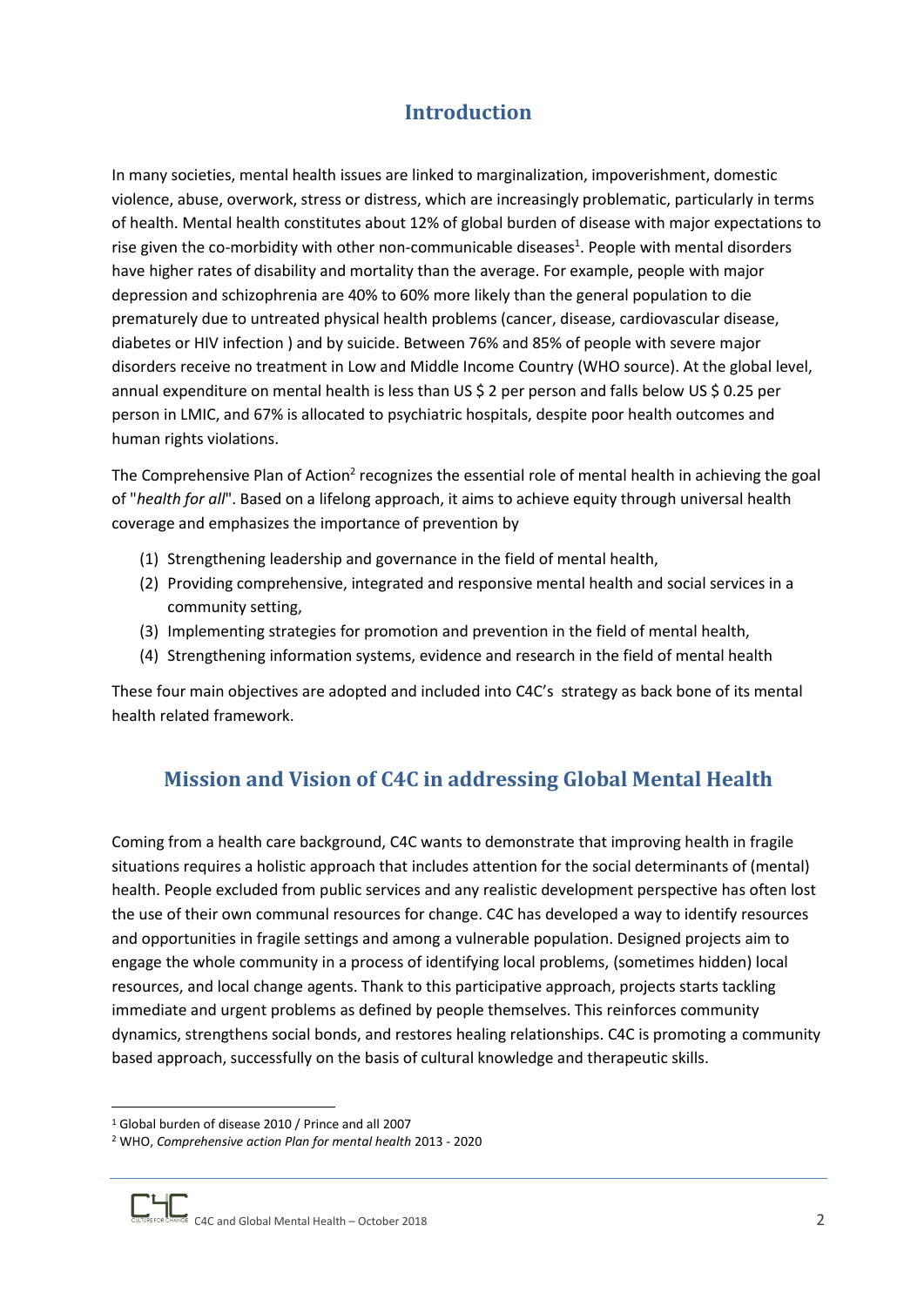## Introduction

In many societies, mental health issues are linked to marginalization, impoverishment, domestic violence, abuse, overwork, stress or distress, which are increasingly problematic, particularly in terms of health. Mental health constitutes about 12% of global burden of disease with major expectations to rise given the co-morbidity with other non-communicable diseases[1]. People with mental disorders have higher rates of disability and mortality than the average. For example, people with major depression and schizophrenia are 40% to 60% more likely than the general population to die prematurely due to untreated physical health problems (cancer, disease, cardiovascular disease, diabetes or HIV infection ) and by suicide. Between 76% and 85% of people with severe major disorders receive no treatment in Low and Middle Income Country (WHO source). At the global level, annual expenditure on mental health is less than US $ 2 per person and falls below US $ 0.25 per person in LMIC, and 67% is allocated to psychiatric hospitals, despite poor health outcomes and human rights violations.

The Comprehensive Plan of Action[2] recognizes the essential role of mental health in achieving the goal of "*health for all*". Based on a lifelong approach, it aims to achieve equity through universal health coverage and emphasizes the importance of prevention by

(1) Strengthening leadership and governance in the field of mental health,
(2) Providing comprehensive, integrated and responsive mental health and social services in a community setting,
(3) Implementing strategies for promotion and prevention in the field of mental health,
(4) Strengthening information systems, evidence and research in the field of mental health

These four main objectives are adopted and included into C4C's strategy as back bone of its mental health related framework.

## Mission and Vision of C4C in addressing Global Mental Health

Coming from a health care background, C4C wants to demonstrate that improving health in fragile situations requires a holistic approach that includes attention for the social determinants of (mental) health. People excluded from public services and any realistic development perspective has often lost the use of their own communal resources for change. C4C has developed a way to identify resources and opportunities in fragile settings and among a vulnerable population. Designed projects aim to engage the whole community in a process of identifying local problems, (sometimes hidden) local resources, and local change agents. Thank to this participative approach, projects starts tackling immediate and urgent problems as defined by people themselves. This reinforces community dynamics, strengthens social bonds, and restores healing relationships. C4C is promoting a community based approach, successfully on the basis of cultural knowledge and therapeutic skills.

---

[1] Global burden of disease 2010 / Prince and all 2007

[2] WHO, *Comprehensive action Plan for mental health* 2013 - 2020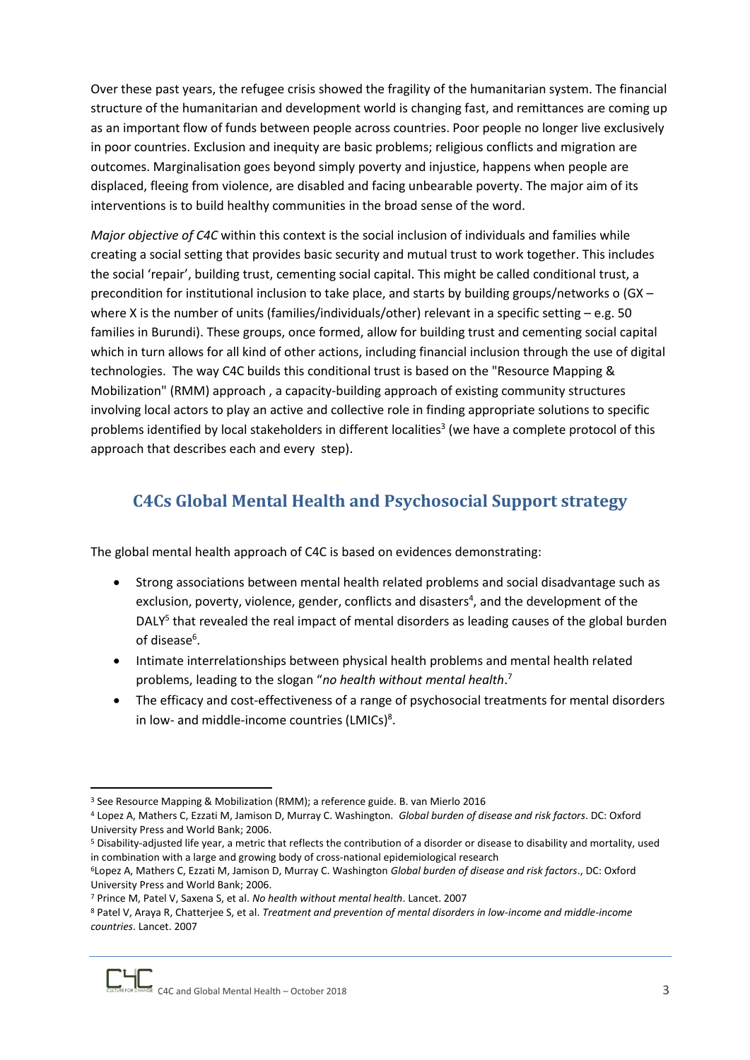Over these past years, the refugee crisis showed the fragility of the humanitarian system. The financial structure of the humanitarian and development world is changing fast, and remittances are coming up as an important flow of funds between people across countries. Poor people no longer live exclusively in poor countries. Exclusion and inequity are basic problems; religious conflicts and migration are outcomes. Marginalisation goes beyond simply poverty and injustice, happens when people are displaced, fleeing from violence, are disabled and facing unbearable poverty. The major aim of its interventions is to build healthy communities in the broad sense of the word.

*Major objective of C4C* within this context is the social inclusion of individuals and families while creating a social setting that provides basic security and mutual trust to work together. This includes the social 'repair', building trust, cementing social capital. This might be called conditional trust, a precondition for institutional inclusion to take place, and starts by building groups/networks o (GX – where X is the number of units (families/individuals/other) relevant in a specific setting – e.g. 50 families in Burundi). These groups, once formed, allow for building trust and cementing social capital which in turn allows for all kind of other actions, including financial inclusion through the use of digital technologies. The way C4C builds this conditional trust is based on the "Resource Mapping & Mobilization" (RMM) approach , a capacity-building approach of existing community structures involving local actors to play an active and collective role in finding appropriate solutions to specific problems identified by local stakeholders in different localities[3] (we have a complete protocol of this approach that describes each and every step).

## C4Cs Global Mental Health and Psychosocial Support strategy

The global mental health approach of C4C is based on evidences demonstrating:

- Strong associations between mental health related problems and social disadvantage such as exclusion, poverty, violence, gender, conflicts and disasters[4], and the development of the DALY[5] that revealed the real impact of mental disorders as leading causes of the global burden of disease[6].
- Intimate interrelationships between physical health problems and mental health related problems, leading to the slogan "*no health without mental health*.[7]
- The efficacy and cost-effectiveness of a range of psychosocial treatments for mental disorders in low- and middle-income countries (LMICs)[8].

---

[3] See Resource Mapping & Mobilization (RMM); a reference guide. B. van Mierlo 2016

[4] Lopez A, Mathers C, Ezzati M, Jamison D, Murray C. Washington. *Global burden of disease and risk factors*. DC: Oxford University Press and World Bank; 2006.

[5] Disability-adjusted life year, a metric that reflects the contribution of a disorder or disease to disability and mortality, used in combination with a large and growing body of cross-national epidemiological research

[6] Lopez A, Mathers C, Ezzati M, Jamison D, Murray C. Washington *Global burden of disease and risk factors*., DC: Oxford University Press and World Bank; 2006.

[7] Prince M, Patel V, Saxena S, et al. *No health without mental health*. Lancet. 2007

[8] Patel V, Araya R, Chatterjee S, et al. *Treatment and prevention of mental disorders in low-income and middle-income countries*. Lancet. 2007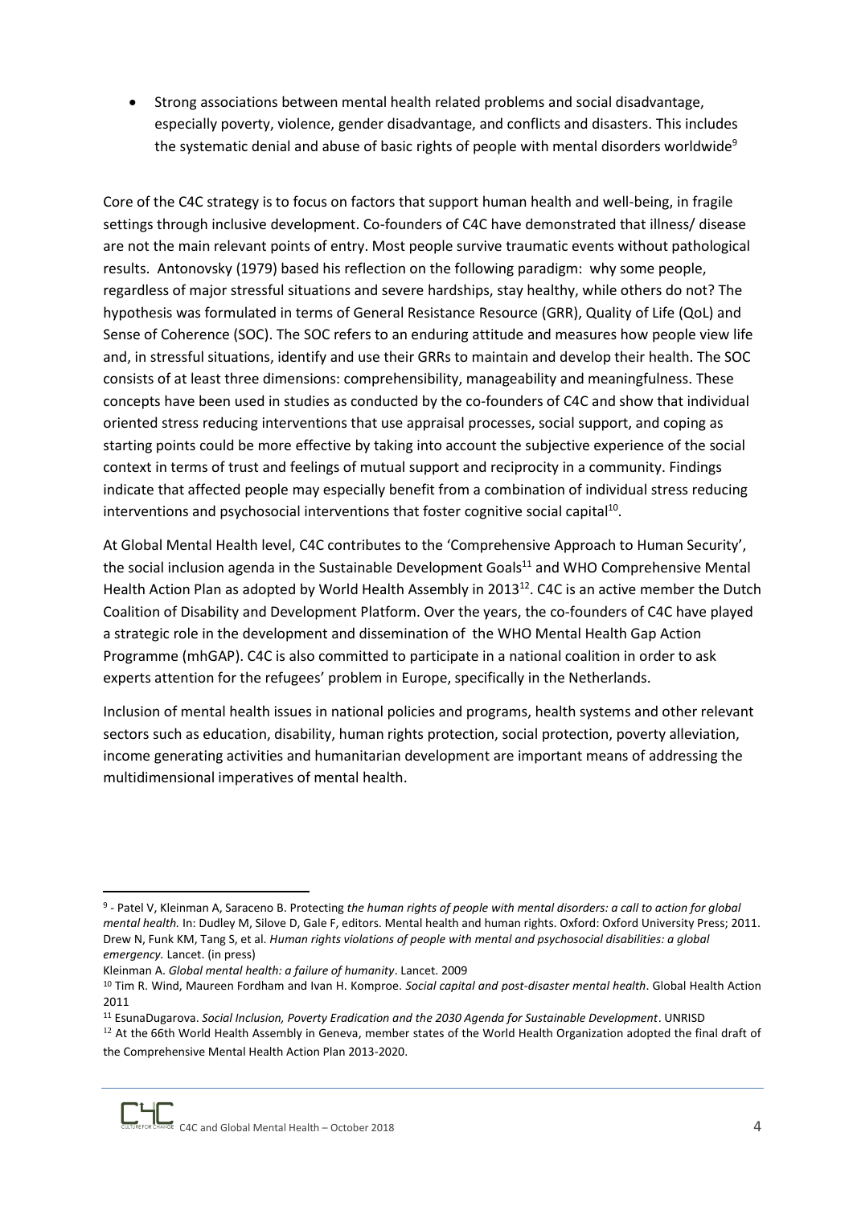- Strong associations between mental health related problems and social disadvantage, especially poverty, violence, gender disadvantage, and conflicts and disasters. This includes the systematic denial and abuse of basic rights of people with mental disorders worldwide[9]

Core of the C4C strategy is to focus on factors that support human health and well-being, in fragile settings through inclusive development. Co-founders of C4C have demonstrated that illness/ disease are not the main relevant points of entry. Most people survive traumatic events without pathological results. Antonovsky (1979) based his reflection on the following paradigm: why some people, regardless of major stressful situations and severe hardships, stay healthy, while others do not? The hypothesis was formulated in terms of General Resistance Resource (GRR), Quality of Life (QoL) and Sense of Coherence (SOC). The SOC refers to an enduring attitude and measures how people view life and, in stressful situations, identify and use their GRRs to maintain and develop their health. The SOC consists of at least three dimensions: comprehensibility, manageability and meaningfulness. These concepts have been used in studies as conducted by the co-founders of C4C and show that individual oriented stress reducing interventions that use appraisal processes, social support, and coping as starting points could be more effective by taking into account the subjective experience of the social context in terms of trust and feelings of mutual support and reciprocity in a community. Findings indicate that affected people may especially benefit from a combination of individual stress reducing interventions and psychosocial interventions that foster cognitive social capital[10].

At Global Mental Health level, C4C contributes to the 'Comprehensive Approach to Human Security', the social inclusion agenda in the Sustainable Development Goals[11] and WHO Comprehensive Mental Health Action Plan as adopted by World Health Assembly in 2013[12]. C4C is an active member the Dutch Coalition of Disability and Development Platform. Over the years, the co-founders of C4C have played a strategic role in the development and dissemination of the WHO Mental Health Gap Action Programme (mhGAP). C4C is also committed to participate in a national coalition in order to ask experts attention for the refugees' problem in Europe, specifically in the Netherlands.

Inclusion of mental health issues in national policies and programs, health systems and other relevant sectors such as education, disability, human rights protection, social protection, poverty alleviation, income generating activities and humanitarian development are important means of addressing the multidimensional imperatives of mental health.

---

[9] - Patel V, Kleinman A, Saraceno B. Protecting *the human rights of people with mental disorders: a call to action for global mental health.* In: Dudley M, Silove D, Gale F, editors. Mental health and human rights. Oxford: Oxford University Press; 2011. Drew N, Funk KM, Tang S, et al. *Human rights violations of people with mental and psychosocial disabilities: a global emergency.* Lancet. (in press)

Kleinman A. *Global mental health: a failure of humanity*. Lancet. 2009

[10] Tim R. Wind, Maureen Fordham and Ivan H. Komproe. *Social capital and post-disaster mental health*. Global Health Action 2011

[11] EsunaDugarova. *Social Inclusion, Poverty Eradication and the 2030 Agenda for Sustainable Development*. UNRISD

[12] At the 66th World Health Assembly in Geneva, member states of the World Health Organization adopted the final draft of the Comprehensive Mental Health Action Plan 2013-2020.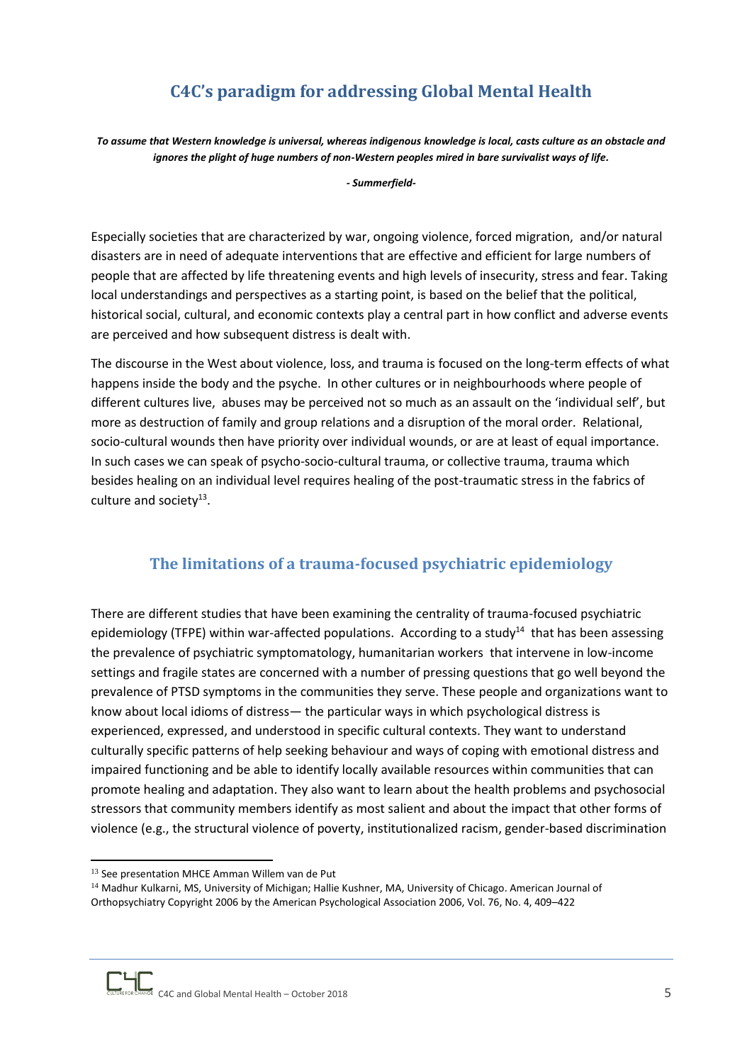## C4C's paradigm for addressing Global Mental Health

***To assume that Western knowledge is universal, whereas indigenous knowledge is local, casts culture as an obstacle and ignores the plight of huge numbers of non-Western peoples mired in bare survivalist ways of life.***

***- Summerfield-***

Especially societies that are characterized by war, ongoing violence, forced migration, and/or natural disasters are in need of adequate interventions that are effective and efficient for large numbers of people that are affected by life threatening events and high levels of insecurity, stress and fear. Taking local understandings and perspectives as a starting point, is based on the belief that the political, historical social, cultural, and economic contexts play a central part in how conflict and adverse events are perceived and how subsequent distress is dealt with.

The discourse in the West about violence, loss, and trauma is focused on the long-term effects of what happens inside the body and the psyche. In other cultures or in neighbourhoods where people of different cultures live, abuses may be perceived not so much as an assault on the 'individual self', but more as destruction of family and group relations and a disruption of the moral order. Relational, socio-cultural wounds then have priority over individual wounds, or are at least of equal importance. In such cases we can speak of psycho-socio-cultural trauma, or collective trauma, trauma which besides healing on an individual level requires healing of the post-traumatic stress in the fabrics of culture and society[13].

### The limitations of a trauma-focused psychiatric epidemiology

There are different studies that have been examining the centrality of trauma-focused psychiatric epidemiology (TFPE) within war-affected populations. According to a study[14] that has been assessing the prevalence of psychiatric symptomatology, humanitarian workers that intervene in low-income settings and fragile states are concerned with a number of pressing questions that go well beyond the prevalence of PTSD symptoms in the communities they serve. These people and organizations want to know about local idioms of distress— the particular ways in which psychological distress is experienced, expressed, and understood in specific cultural contexts. They want to understand culturally specific patterns of help seeking behaviour and ways of coping with emotional distress and impaired functioning and be able to identify locally available resources within communities that can promote healing and adaptation. They also want to learn about the health problems and psychosocial stressors that community members identify as most salient and about the impact that other forms of violence (e.g., the structural violence of poverty, institutionalized racism, gender-based discrimination

---

[13] See presentation MHCE Amman Willem van de Put

[14] Madhur Kulkarni, MS, University of Michigan; Hallie Kushner, MA, University of Chicago. American Journal of Orthopsychiatry Copyright 2006 by the American Psychological Association 2006, Vol. 76, No. 4, 409–422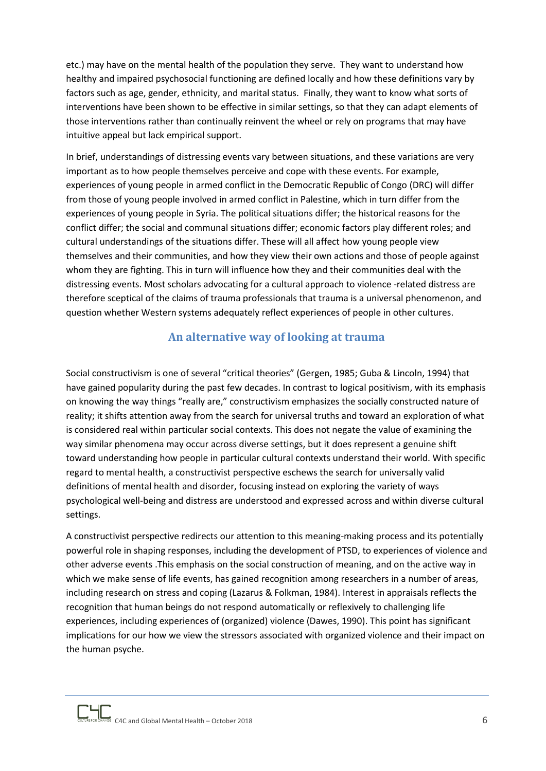etc.) may have on the mental health of the population they serve. They want to understand how healthy and impaired psychosocial functioning are defined locally and how these definitions vary by factors such as age, gender, ethnicity, and marital status. Finally, they want to know what sorts of interventions have been shown to be effective in similar settings, so that they can adapt elements of those interventions rather than continually reinvent the wheel or rely on programs that may have intuitive appeal but lack empirical support.

In brief, understandings of distressing events vary between situations, and these variations are very important as to how people themselves perceive and cope with these events. For example, experiences of young people in armed conflict in the Democratic Republic of Congo (DRC) will differ from those of young people involved in armed conflict in Palestine, which in turn differ from the experiences of young people in Syria. The political situations differ; the historical reasons for the conflict differ; the social and communal situations differ; economic factors play different roles; and cultural understandings of the situations differ. These will all affect how young people view themselves and their communities, and how they view their own actions and those of people against whom they are fighting. This in turn will influence how they and their communities deal with the distressing events. Most scholars advocating for a cultural approach to violence -related distress are therefore sceptical of the claims of trauma professionals that trauma is a universal phenomenon, and question whether Western systems adequately reflect experiences of people in other cultures.

## An alternative way of looking at trauma

Social constructivism is one of several "critical theories" (Gergen, 1985; Guba & Lincoln, 1994) that have gained popularity during the past few decades. In contrast to logical positivism, with its emphasis on knowing the way things "really are," constructivism emphasizes the socially constructed nature of reality; it shifts attention away from the search for universal truths and toward an exploration of what is considered real within particular social contexts. This does not negate the value of examining the way similar phenomena may occur across diverse settings, but it does represent a genuine shift toward understanding how people in particular cultural contexts understand their world. With specific regard to mental health, a constructivist perspective eschews the search for universally valid definitions of mental health and disorder, focusing instead on exploring the variety of ways psychological well-being and distress are understood and expressed across and within diverse cultural settings.

A constructivist perspective redirects our attention to this meaning-making process and its potentially powerful role in shaping responses, including the development of PTSD, to experiences of violence and other adverse events .This emphasis on the social construction of meaning, and on the active way in which we make sense of life events, has gained recognition among researchers in a number of areas, including research on stress and coping (Lazarus & Folkman, 1984). Interest in appraisals reflects the recognition that human beings do not respond automatically or reflexively to challenging life experiences, including experiences of (organized) violence (Dawes, 1990). This point has significant implications for our how we view the stressors associated with organized violence and their impact on the human psyche.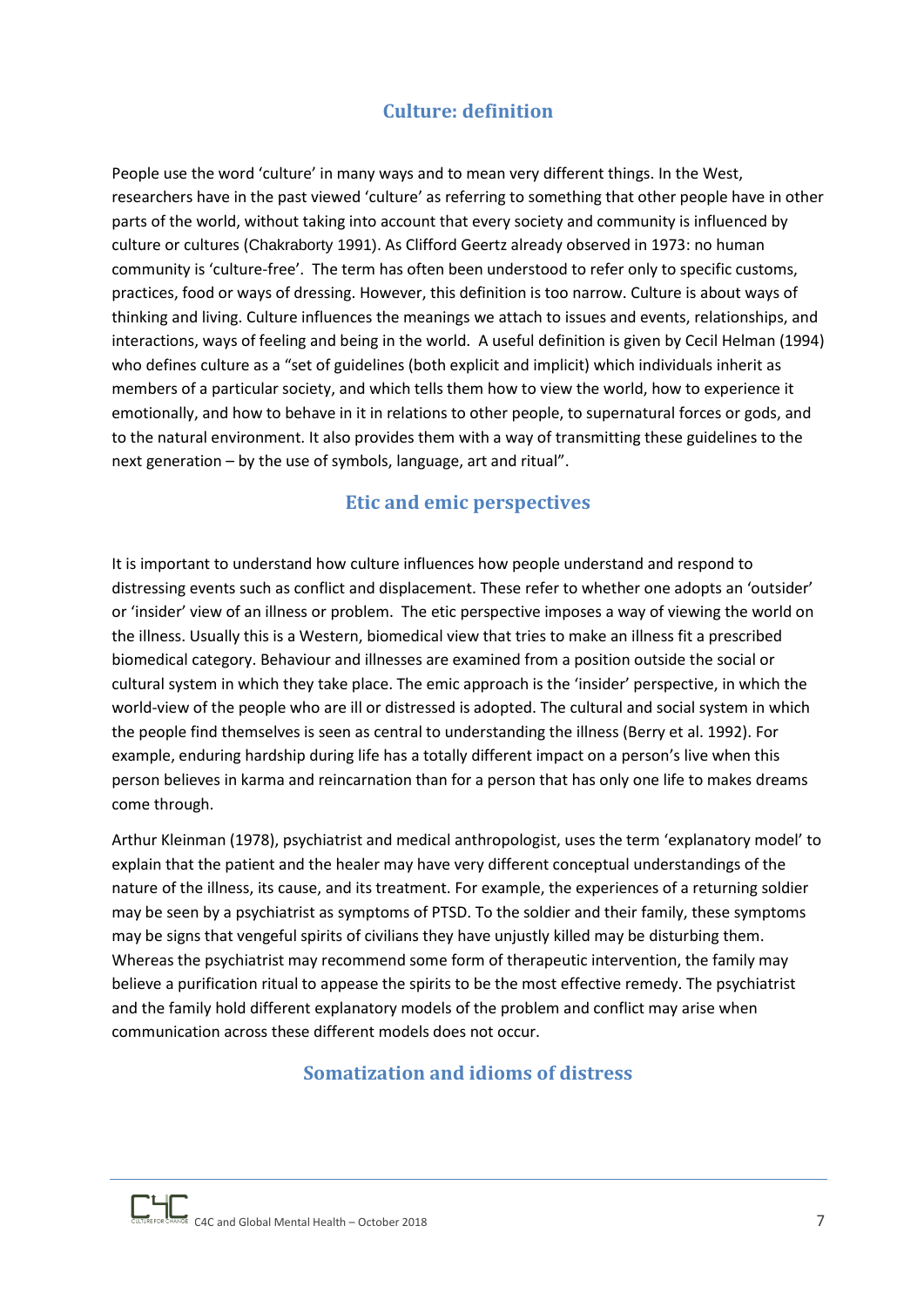## Culture: definition

People use the word 'culture' in many ways and to mean very different things. In the West, researchers have in the past viewed 'culture' as referring to something that other people have in other parts of the world, without taking into account that every society and community is influenced by culture or cultures (Chakraborty 1991). As Clifford Geertz already observed in 1973: no human community is 'culture-free'. The term has often been understood to refer only to specific customs, practices, food or ways of dressing. However, this definition is too narrow. Culture is about ways of thinking and living. Culture influences the meanings we attach to issues and events, relationships, and interactions, ways of feeling and being in the world. A useful definition is given by Cecil Helman (1994) who defines culture as a "set of guidelines (both explicit and implicit) which individuals inherit as members of a particular society, and which tells them how to view the world, how to experience it emotionally, and how to behave in it in relations to other people, to supernatural forces or gods, and to the natural environment. It also provides them with a way of transmitting these guidelines to the next generation – by the use of symbols, language, art and ritual".

## Etic and emic perspectives

It is important to understand how culture influences how people understand and respond to distressing events such as conflict and displacement. These refer to whether one adopts an 'outsider' or 'insider' view of an illness or problem. The etic perspective imposes a way of viewing the world on the illness. Usually this is a Western, biomedical view that tries to make an illness fit a prescribed biomedical category. Behaviour and illnesses are examined from a position outside the social or cultural system in which they take place. The emic approach is the 'insider' perspective, in which the world-view of the people who are ill or distressed is adopted. The cultural and social system in which the people find themselves is seen as central to understanding the illness (Berry et al. 1992). For example, enduring hardship during life has a totally different impact on a person's live when this person believes in karma and reincarnation than for a person that has only one life to makes dreams come through.

Arthur Kleinman (1978), psychiatrist and medical anthropologist, uses the term 'explanatory model' to explain that the patient and the healer may have very different conceptual understandings of the nature of the illness, its cause, and its treatment. For example, the experiences of a returning soldier may be seen by a psychiatrist as symptoms of PTSD. To the soldier and their family, these symptoms may be signs that vengeful spirits of civilians they have unjustly killed may be disturbing them. Whereas the psychiatrist may recommend some form of therapeutic intervention, the family may believe a purification ritual to appease the spirits to be the most effective remedy. The psychiatrist and the family hold different explanatory models of the problem and conflict may arise when communication across these different models does not occur.

## Somatization and idioms of distress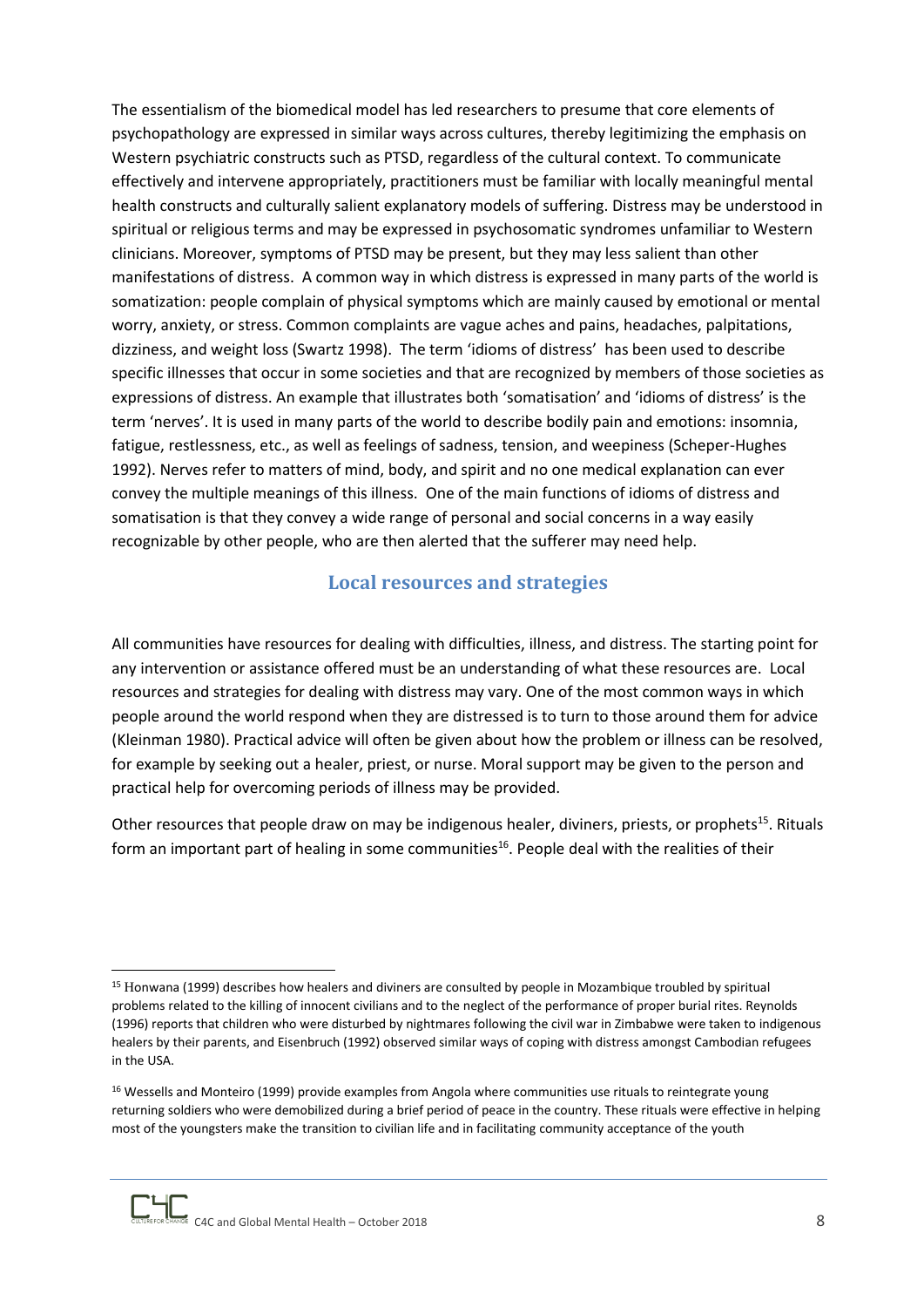The essentialism of the biomedical model has led researchers to presume that core elements of psychopathology are expressed in similar ways across cultures, thereby legitimizing the emphasis on Western psychiatric constructs such as PTSD, regardless of the cultural context. To communicate effectively and intervene appropriately, practitioners must be familiar with locally meaningful mental health constructs and culturally salient explanatory models of suffering. Distress may be understood in spiritual or religious terms and may be expressed in psychosomatic syndromes unfamiliar to Western clinicians. Moreover, symptoms of PTSD may be present, but they may less salient than other manifestations of distress. A common way in which distress is expressed in many parts of the world is somatization: people complain of physical symptoms which are mainly caused by emotional or mental worry, anxiety, or stress. Common complaints are vague aches and pains, headaches, palpitations, dizziness, and weight loss (Swartz 1998). The term 'idioms of distress' has been used to describe specific illnesses that occur in some societies and that are recognized by members of those societies as expressions of distress. An example that illustrates both 'somatisation' and 'idioms of distress' is the term 'nerves'. It is used in many parts of the world to describe bodily pain and emotions: insomnia, fatigue, restlessness, etc., as well as feelings of sadness, tension, and weepiness (Scheper-Hughes 1992). Nerves refer to matters of mind, body, and spirit and no one medical explanation can ever convey the multiple meanings of this illness. One of the main functions of idioms of distress and somatisation is that they convey a wide range of personal and social concerns in a way easily recognizable by other people, who are then alerted that the sufferer may need help.

## Local resources and strategies

All communities have resources for dealing with difficulties, illness, and distress. The starting point for any intervention or assistance offered must be an understanding of what these resources are. Local resources and strategies for dealing with distress may vary. One of the most common ways in which people around the world respond when they are distressed is to turn to those around them for advice (Kleinman 1980). Practical advice will often be given about how the problem or illness can be resolved, for example by seeking out a healer, priest, or nurse. Moral support may be given to the person and practical help for overcoming periods of illness may be provided.

Other resources that people draw on may be indigenous healer, diviners, priests, or prophets[15]. Rituals form an important part of healing in some communities[16]. People deal with the realities of their

---

[15] Honwana (1999) describes how healers and diviners are consulted by people in Mozambique troubled by spiritual problems related to the killing of innocent civilians and to the neglect of the performance of proper burial rites. Reynolds (1996) reports that children who were disturbed by nightmares following the civil war in Zimbabwe were taken to indigenous healers by their parents, and Eisenbruch (1992) observed similar ways of coping with distress amongst Cambodian refugees in the USA.

[16] Wessells and Monteiro (1999) provide examples from Angola where communities use rituals to reintegrate young returning soldiers who were demobilized during a brief period of peace in the country. These rituals were effective in helping most of the youngsters make the transition to civilian life and in facilitating community acceptance of the youth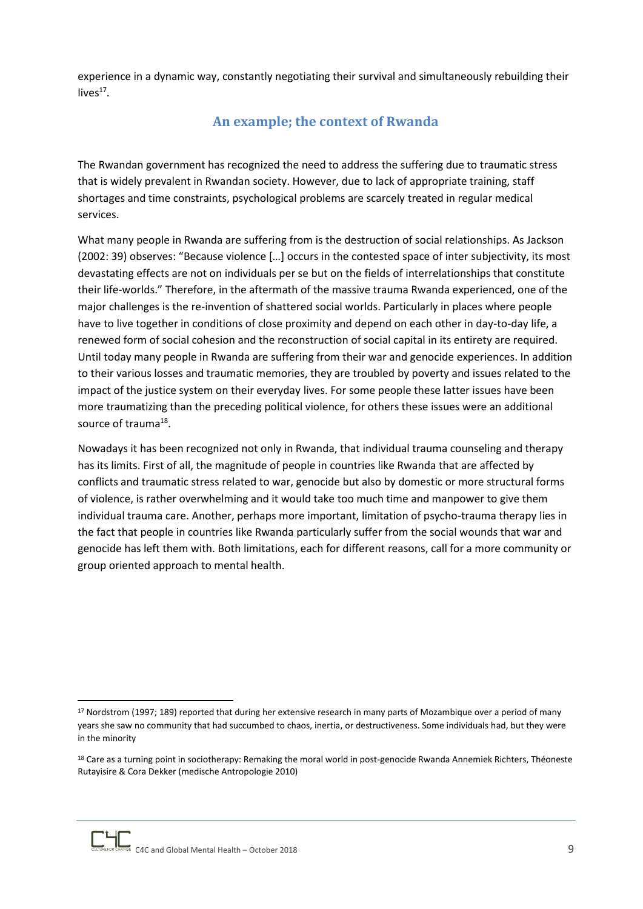experience in a dynamic way, constantly negotiating their survival and simultaneously rebuilding their lives[17].

## An example; the context of Rwanda

The Rwandan government has recognized the need to address the suffering due to traumatic stress that is widely prevalent in Rwandan society. However, due to lack of appropriate training, staff shortages and time constraints, psychological problems are scarcely treated in regular medical services.

What many people in Rwanda are suffering from is the destruction of social relationships. As Jackson (2002: 39) observes: "Because violence […] occurs in the contested space of inter subjectivity, its most devastating effects are not on individuals per se but on the fields of interrelationships that constitute their life-worlds." Therefore, in the aftermath of the massive trauma Rwanda experienced, one of the major challenges is the re-invention of shattered social worlds. Particularly in places where people have to live together in conditions of close proximity and depend on each other in day-to-day life, a renewed form of social cohesion and the reconstruction of social capital in its entirety are required. Until today many people in Rwanda are suffering from their war and genocide experiences. In addition to their various losses and traumatic memories, they are troubled by poverty and issues related to the impact of the justice system on their everyday lives. For some people these latter issues have been more traumatizing than the preceding political violence, for others these issues were an additional source of trauma[18].

Nowadays it has been recognized not only in Rwanda, that individual trauma counseling and therapy has its limits. First of all, the magnitude of people in countries like Rwanda that are affected by conflicts and traumatic stress related to war, genocide but also by domestic or more structural forms of violence, is rather overwhelming and it would take too much time and manpower to give them individual trauma care. Another, perhaps more important, limitation of psycho-trauma therapy lies in the fact that people in countries like Rwanda particularly suffer from the social wounds that war and genocide has left them with. Both limitations, each for different reasons, call for a more community or group oriented approach to mental health.

---

[17] Nordstrom (1997; 189) reported that during her extensive research in many parts of Mozambique over a period of many years she saw no community that had succumbed to chaos, inertia, or destructiveness. Some individuals had, but they were in the minority

[18] Care as a turning point in sociotherapy: Remaking the moral world in post-genocide Rwanda Annemiek Richters, Théoneste Rutayisire & Cora Dekker (medische Antropologie 2010)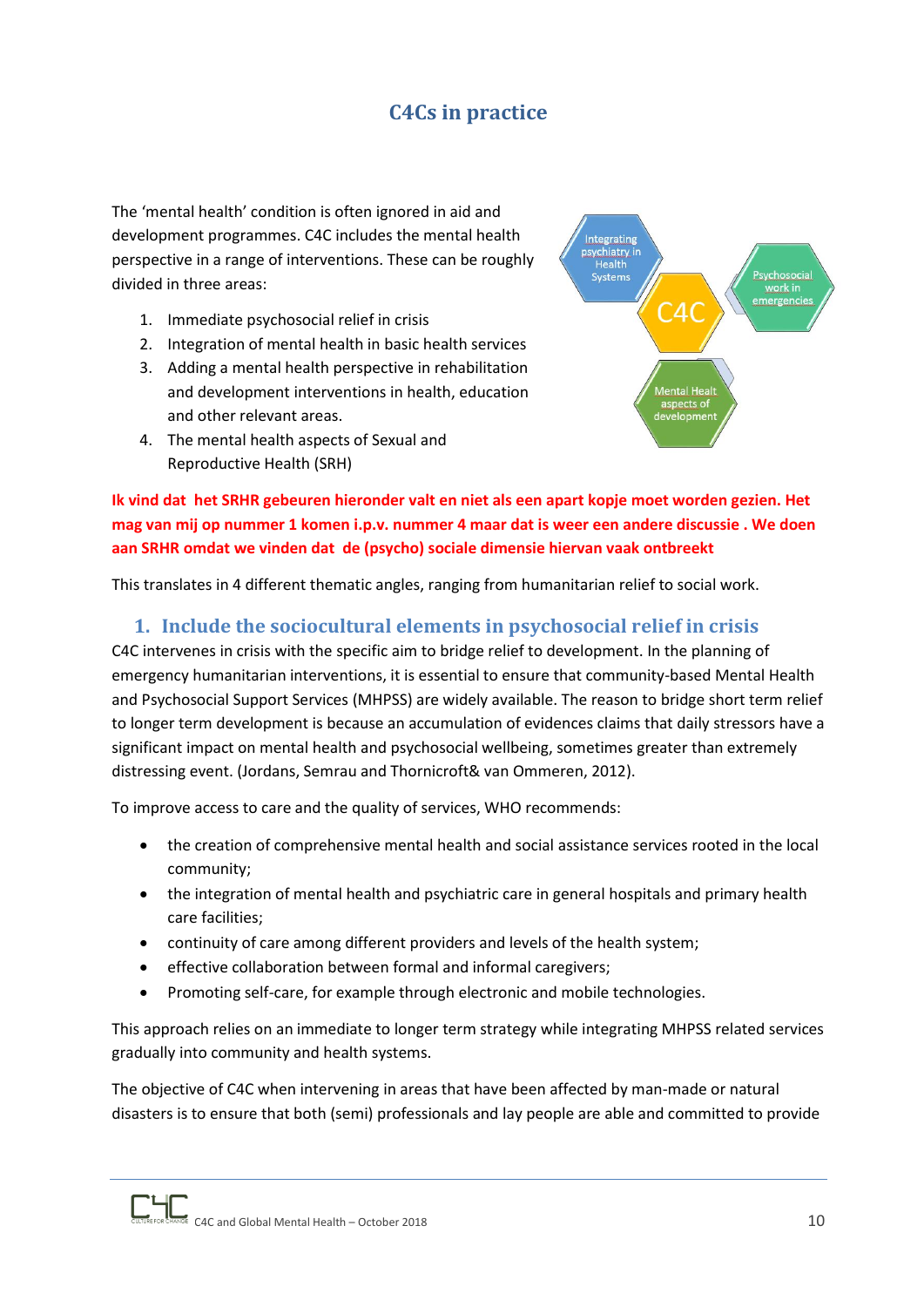## C4Cs in practice

The 'mental health' condition is often ignored in aid and development programmes. C4C includes the mental health perspective in a range of interventions. These can be roughly divided in three areas:

1. Immediate psychosocial relief in crisis
2. Integration of mental health in basic health services
3. Adding a mental health perspective in rehabilitation and development interventions in health, education and other relevant areas.
4. The mental health aspects of Sexual and Reproductive Health (SRH)

Integrating psychiatry in Health Systems

C4C

Psychosocial work in emergencies

Mental Healt aspects of development

**Ik vind dat het SRHR gebeuren hieronder valt en niet als een apart kopje moet worden gezien. Het mag van mij op nummer 1 komen i.p.v. nummer 4 maar dat is weer een andere discussie . We doen aan SRHR omdat we vinden dat de (psycho) sociale dimensie hiervan vaak ontbreekt**

This translates in 4 different thematic angles, ranging from humanitarian relief to social work.

### 1. Include the sociocultural elements in psychosocial relief in crisis

C4C intervenes in crisis with the specific aim to bridge relief to development. In the planning of emergency humanitarian interventions, it is essential to ensure that community-based Mental Health and Psychosocial Support Services (MHPSS) are widely available. The reason to bridge short term relief to longer term development is because an accumulation of evidences claims that daily stressors have a significant impact on mental health and psychosocial wellbeing, sometimes greater than extremely distressing event. (Jordans, Semrau and Thornicroft& van Ommeren, 2012).

To improve access to care and the quality of services, WHO recommends:

- the creation of comprehensive mental health and social assistance services rooted in the local community;
- the integration of mental health and psychiatric care in general hospitals and primary health care facilities;
- continuity of care among different providers and levels of the health system;
- effective collaboration between formal and informal caregivers;
- Promoting self-care, for example through electronic and mobile technologies.

This approach relies on an immediate to longer term strategy while integrating MHPSS related services gradually into community and health systems.

The objective of C4C when intervening in areas that have been affected by man-made or natural disasters is to ensure that both (semi) professionals and lay people are able and committed to provide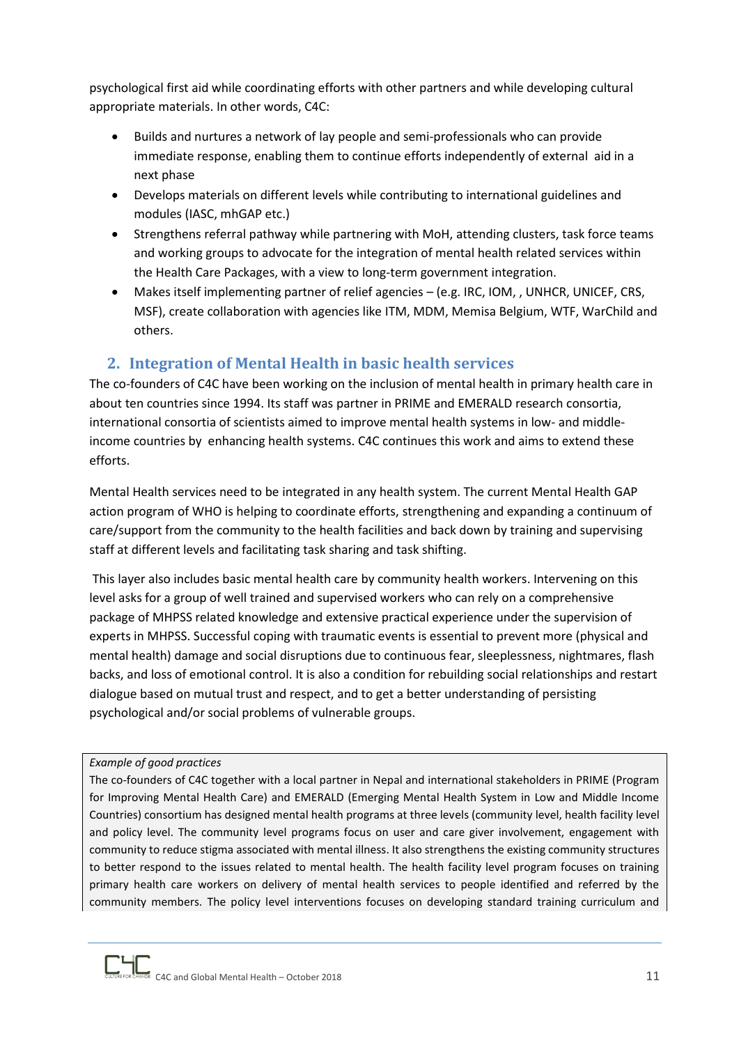psychological first aid while coordinating efforts with other partners and while developing cultural appropriate materials. In other words, C4C:

- Builds and nurtures a network of lay people and semi-professionals who can provide immediate response, enabling them to continue efforts independently of external aid in a next phase
- Develops materials on different levels while contributing to international guidelines and modules (IASC, mhGAP etc.)
- Strengthens referral pathway while partnering with MoH, attending clusters, task force teams and working groups to advocate for the integration of mental health related services within the Health Care Packages, with a view to long-term government integration.
- Makes itself implementing partner of relief agencies – (e.g. IRC, IOM, , UNHCR, UNICEF, CRS, MSF), create collaboration with agencies like ITM, MDM, Memisa Belgium, WTF, WarChild and others.

## 2. Integration of Mental Health in basic health services

The co-founders of C4C have been working on the inclusion of mental health in primary health care in about ten countries since 1994. Its staff was partner in PRIME and EMERALD research consortia, international consortia of scientists aimed to improve mental health systems in low- and middle-income countries by enhancing health systems. C4C continues this work and aims to extend these efforts.

Mental Health services need to be integrated in any health system. The current Mental Health GAP action program of WHO is helping to coordinate efforts, strengthening and expanding a continuum of care/support from the community to the health facilities and back down by training and supervising staff at different levels and facilitating task sharing and task shifting.

This layer also includes basic mental health care by community health workers. Intervening on this level asks for a group of well trained and supervised workers who can rely on a comprehensive package of MHPSS related knowledge and extensive practical experience under the supervision of experts in MHPSS. Successful coping with traumatic events is essential to prevent more (physical and mental health) damage and social disruptions due to continuous fear, sleeplessness, nightmares, flash backs, and loss of emotional control. It is also a condition for rebuilding social relationships and restart dialogue based on mutual trust and respect, and to get a better understanding of persisting psychological and/or social problems of vulnerable groups.

*Example of good practices*

The co-founders of C4C together with a local partner in Nepal and international stakeholders in PRIME (Program for Improving Mental Health Care) and EMERALD (Emerging Mental Health System in Low and Middle Income Countries) consortium has designed mental health programs at three levels (community level, health facility level and policy level. The community level programs focus on user and care giver involvement, engagement with community to reduce stigma associated with mental illness. It also strengthens the existing community structures to better respond to the issues related to mental health. The health facility level program focuses on training primary health care workers on delivery of mental health services to people identified and referred by the community members. The policy level interventions focuses on developing standard training curriculum and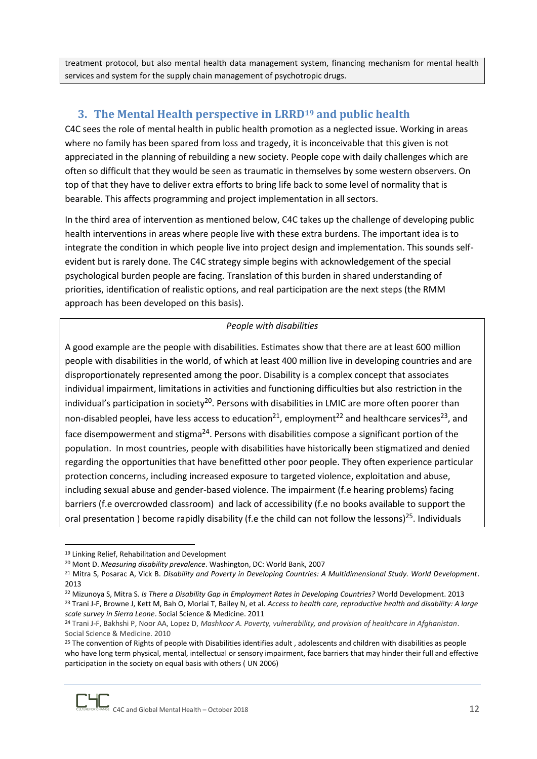treatment protocol, but also mental health data management system, financing mechanism for mental health services and system for the supply chain management of psychotropic drugs.

## 3. The Mental Health perspective in LRRD[19] and public health

C4C sees the role of mental health in public health promotion as a neglected issue. Working in areas where no family has been spared from loss and tragedy, it is inconceivable that this given is not appreciated in the planning of rebuilding a new society. People cope with daily challenges which are often so difficult that they would be seen as traumatic in themselves by some western observers. On top of that they have to deliver extra efforts to bring life back to some level of normality that is bearable. This affects programming and project implementation in all sectors.

In the third area of intervention as mentioned below, C4C takes up the challenge of developing public health interventions in areas where people live with these extra burdens. The important idea is to integrate the condition in which people live into project design and implementation. This sounds self-evident but is rarely done. The C4C strategy simple begins with acknowledgement of the special psychological burden people are facing. Translation of this burden in shared understanding of priorities, identification of realistic options, and real participation are the next steps (the RMM approach has been developed on this basis).

*People with disabilities*

A good example are the people with disabilities. Estimates show that there are at least 600 million people with disabilities in the world, of which at least 400 million live in developing countries and are disproportionately represented among the poor. Disability is a complex concept that associates individual impairment, limitations in activities and functioning difficulties but also restriction in the individual's participation in society[20]. Persons with disabilities in LMIC are more often poorer than non-disabled peoplei, have less access to education[21], employment[22] and healthcare services[23], and face disempowerment and stigma[24]. Persons with disabilities compose a significant portion of the population. In most countries, people with disabilities have historically been stigmatized and denied regarding the opportunities that have benefitted other poor people. They often experience particular protection concerns, including increased exposure to targeted violence, exploitation and abuse, including sexual abuse and gender-based violence. The impairment (f.e hearing problems) facing barriers (f.e overcrowded classroom) and lack of accessibility (f.e no books available to support the oral presentation ) become rapidly disability (f.e the child can not follow the lessons)[25]. Individuals

---

[19] Linking Relief, Rehabilitation and Development

[20] Mont D. *Measuring disability prevalence.* Washington, DC: World Bank, 2007

[21] Mitra S, Posarac A, Vick B. *Disability and Poverty in Developing Countries: A Multidimensional Study. World Development*. 2013

[22] Mizunoya S, Mitra S. *Is There a Disability Gap in Employment Rates in Developing Countries?* World Development. 2013

[23] Trani J-F, Browne J, Kett M, Bah O, Morlai T, Bailey N, et al. *Access to health care, reproductive health and disability: A large scale survey in Sierra Leone*. Social Science & Medicine. 2011

[24] Trani J-F, Bakhshi P, Noor AA, Lopez D, *Mashkoor A. Poverty, vulnerability, and provision of healthcare in Afghanistan*. Social Science & Medicine. 2010

[25] The convention of Rights of people with Disabilities identifies adult , adolescents and children with disabilities as people who have long term physical, mental, intellectual or sensory impairment, face barriers that may hinder their full and effective participation in the society on equal basis with others ( UN 2006)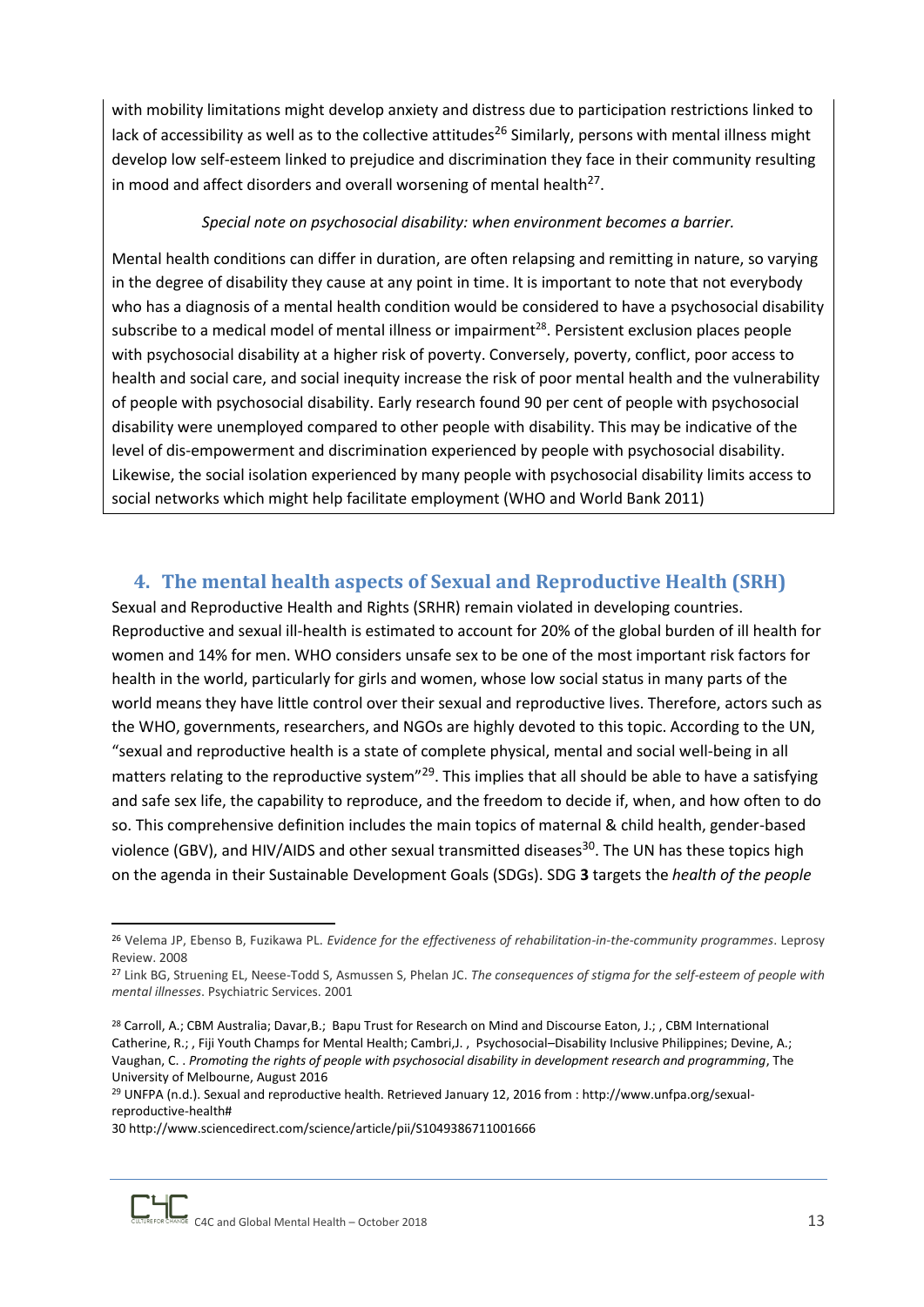with mobility limitations might develop anxiety and distress due to participation restrictions linked to lack of accessibility as well as to the collective attitudes[26] Similarly, persons with mental illness might develop low self-esteem linked to prejudice and discrimination they face in their community resulting in mood and affect disorders and overall worsening of mental health[27].

*Special note on psychosocial disability: when environment becomes a barrier.*

Mental health conditions can differ in duration, are often relapsing and remitting in nature, so varying in the degree of disability they cause at any point in time. It is important to note that not everybody who has a diagnosis of a mental health condition would be considered to have a psychosocial disability subscribe to a medical model of mental illness or impairment[28]. Persistent exclusion places people with psychosocial disability at a higher risk of poverty. Conversely, poverty, conflict, poor access to health and social care, and social inequity increase the risk of poor mental health and the vulnerability of people with psychosocial disability. Early research found 90 per cent of people with psychosocial disability were unemployed compared to other people with disability. This may be indicative of the level of dis-empowerment and discrimination experienced by people with psychosocial disability. Likewise, the social isolation experienced by many people with psychosocial disability limits access to social networks which might help facilitate employment (WHO and World Bank 2011)

## 4. The mental health aspects of Sexual and Reproductive Health (SRH)

Sexual and Reproductive Health and Rights (SRHR) remain violated in developing countries. Reproductive and sexual ill-health is estimated to account for 20% of the global burden of ill health for women and 14% for men. WHO considers unsafe sex to be one of the most important risk factors for health in the world, particularly for girls and women, whose low social status in many parts of the world means they have little control over their sexual and reproductive lives. Therefore, actors such as the WHO, governments, researchers, and NGOs are highly devoted to this topic. According to the UN, "sexual and reproductive health is a state of complete physical, mental and social well-being in all matters relating to the reproductive system"[29]. This implies that all should be able to have a satisfying and safe sex life, the capability to reproduce, and the freedom to decide if, when, and how often to do so. This comprehensive definition includes the main topics of maternal & child health, gender-based violence (GBV), and HIV/AIDS and other sexual transmitted diseases[30]. The UN has these topics high on the agenda in their Sustainable Development Goals (SDGs). SDG **3** targets the *health of the people*

---

[26] Velema JP, Ebenso B, Fuzikawa PL. *Evidence for the effectiveness of rehabilitation-in-the-community programmes*. Leprosy Review. 2008

[27] Link BG, Struening EL, Neese-Todd S, Asmussen S, Phelan JC. *The consequences of stigma for the self-esteem of people with mental illnesses*. Psychiatric Services. 2001

[28] Carroll, A.; CBM Australia; Davar,B.; Bapu Trust for Research on Mind and Discourse Eaton, J.; , CBM International Catherine, R.; , Fiji Youth Champs for Mental Health; Cambri,J. , Psychosocial–Disability Inclusive Philippines; Devine, A.; Vaughan, C. . *Promoting the rights of people with psychosocial disability in development research and programming*, The University of Melbourne, August 2016

[29] UNFPA (n.d.). Sexual and reproductive health. Retrieved January 12, 2016 from : http://www.unfpa.org/sexual-reproductive-health#

30 http://www.sciencedirect.com/science/article/pii/S1049386711001666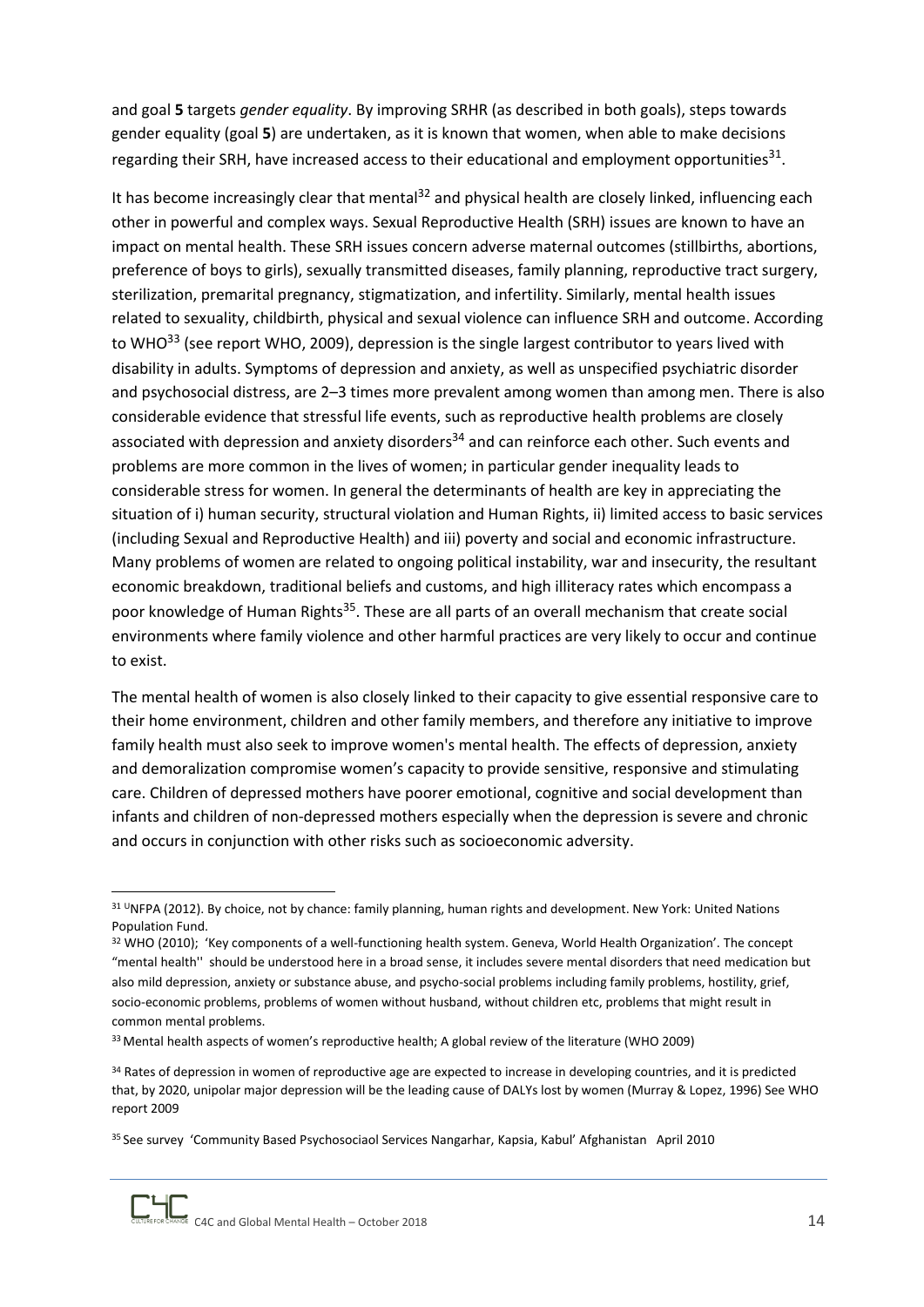and goal **5** targets *gender equality*. By improving SRHR (as described in both goals), steps towards gender equality (goal **5**) are undertaken, as it is known that women, when able to make decisions regarding their SRH, have increased access to their educational and employment opportunities[31].

It has become increasingly clear that mental[32] and physical health are closely linked, influencing each other in powerful and complex ways. Sexual Reproductive Health (SRH) issues are known to have an impact on mental health. These SRH issues concern adverse maternal outcomes (stillbirths, abortions, preference of boys to girls), sexually transmitted diseases, family planning, reproductive tract surgery, sterilization, premarital pregnancy, stigmatization, and infertility. Similarly, mental health issues related to sexuality, childbirth, physical and sexual violence can influence SRH and outcome. According to WHO[33] (see report WHO, 2009), depression is the single largest contributor to years lived with disability in adults. Symptoms of depression and anxiety, as well as unspecified psychiatric disorder and psychosocial distress, are 2–3 times more prevalent among women than among men. There is also considerable evidence that stressful life events, such as reproductive health problems are closely associated with depression and anxiety disorders[34] and can reinforce each other. Such events and problems are more common in the lives of women; in particular gender inequality leads to considerable stress for women. In general the determinants of health are key in appreciating the situation of i) human security, structural violation and Human Rights, ii) limited access to basic services (including Sexual and Reproductive Health) and iii) poverty and social and economic infrastructure. Many problems of women are related to ongoing political instability, war and insecurity, the resultant economic breakdown, traditional beliefs and customs, and high illiteracy rates which encompass a poor knowledge of Human Rights[35]. These are all parts of an overall mechanism that create social environments where family violence and other harmful practices are very likely to occur and continue to exist.

The mental health of women is also closely linked to their capacity to give essential responsive care to their home environment, children and other family members, and therefore any initiative to improve family health must also seek to improve women's mental health. The effects of depression, anxiety and demoralization compromise women's capacity to provide sensitive, responsive and stimulating care. Children of depressed mothers have poorer emotional, cognitive and social development than infants and children of non-depressed mothers especially when the depression is severe and chronic and occurs in conjunction with other risks such as socioeconomic adversity.

---

[31] UNFPA (2012). By choice, not by chance: family planning, human rights and development. New York: United Nations Population Fund.

[32] WHO (2010); 'Key components of a well-functioning health system. Geneva, World Health Organization'. The concept "mental health'' should be understood here in a broad sense, it includes severe mental disorders that need medication but also mild depression, anxiety or substance abuse, and psycho-social problems including family problems, hostility, grief, socio-economic problems, problems of women without husband, without children etc, problems that might result in common mental problems.

[33] Mental health aspects of women's reproductive health; A global review of the literature (WHO 2009)

[34] Rates of depression in women of reproductive age are expected to increase in developing countries, and it is predicted that, by 2020, unipolar major depression will be the leading cause of DALYs lost by women (Murray & Lopez, 1996) See WHO report 2009

[35] See survey 'Community Based Psychosociaol Services Nangarhar, Kapsia, Kabul' Afghanistan April 2010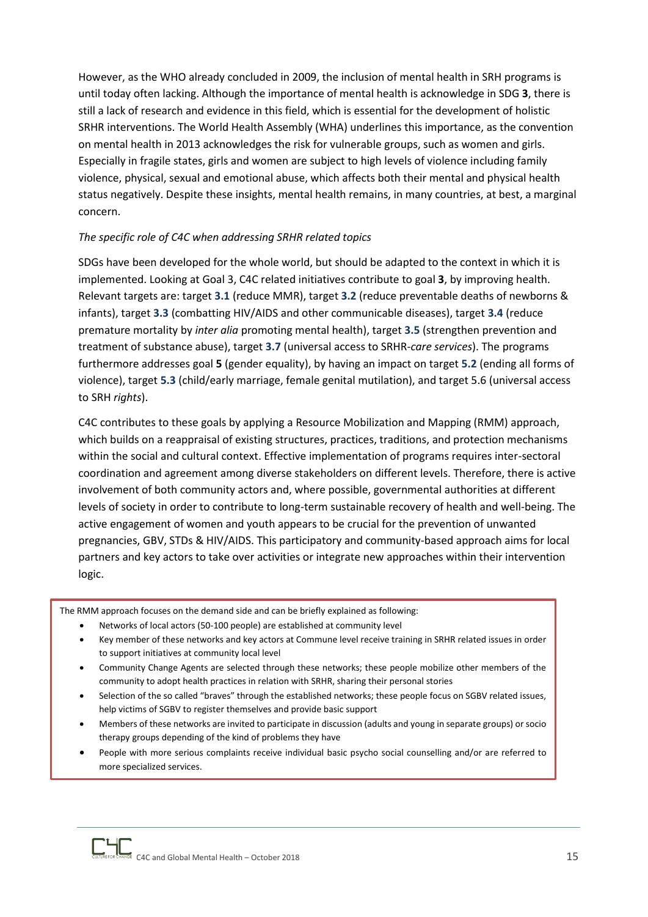However, as the WHO already concluded in 2009, the inclusion of mental health in SRH programs is until today often lacking. Although the importance of mental health is acknowledge in SDG **3**, there is still a lack of research and evidence in this field, which is essential for the development of holistic SRHR interventions. The World Health Assembly (WHA) underlines this importance, as the convention on mental health in 2013 acknowledges the risk for vulnerable groups, such as women and girls. Especially in fragile states, girls and women are subject to high levels of violence including family violence, physical, sexual and emotional abuse, which affects both their mental and physical health status negatively. Despite these insights, mental health remains, in many countries, at best, a marginal concern.

*The specific role of C4C when addressing SRHR related topics*

SDGs have been developed for the whole world, but should be adapted to the context in which it is implemented. Looking at Goal 3, C4C related initiatives contribute to goal **3**, by improving health. Relevant targets are: target **3.1** (reduce MMR), target **3.2** (reduce preventable deaths of newborns & infants), target **3.3** (combatting HIV/AIDS and other communicable diseases), target **3.4** (reduce premature mortality by *inter alia* promoting mental health), target **3.5** (strengthen prevention and treatment of substance abuse), target **3.7** (universal access to SRHR-*care services*). The programs furthermore addresses goal **5** (gender equality), by having an impact on target **5.2** (ending all forms of violence), target **5.3** (child/early marriage, female genital mutilation), and target 5.6 (universal access to SRH *rights*).

C4C contributes to these goals by applying a Resource Mobilization and Mapping (RMM) approach, which builds on a reappraisal of existing structures, practices, traditions, and protection mechanisms within the social and cultural context. Effective implementation of programs requires inter-sectoral coordination and agreement among diverse stakeholders on different levels. Therefore, there is active involvement of both community actors and, where possible, governmental authorities at different levels of society in order to contribute to long-term sustainable recovery of health and well-being. The active engagement of women and youth appears to be crucial for the prevention of unwanted pregnancies, GBV, STDs & HIV/AIDS. This participatory and community-based approach aims for local partners and key actors to take over activities or integrate new approaches within their intervention logic.

The RMM approach focuses on the demand side and can be briefly explained as following:

- Networks of local actors (50-100 people) are established at community level
- Key member of these networks and key actors at Commune level receive training in SRHR related issues in order to support initiatives at community local level
- Community Change Agents are selected through these networks; these people mobilize other members of the community to adopt health practices in relation with SRHR, sharing their personal stories
- Selection of the so called "braves" through the established networks; these people focus on SGBV related issues, help victims of SGBV to register themselves and provide basic support
- Members of these networks are invited to participate in discussion (adults and young in separate groups) or socio therapy groups depending of the kind of problems they have
- People with more serious complaints receive individual basic psycho social counselling and/or are referred to more specialized services.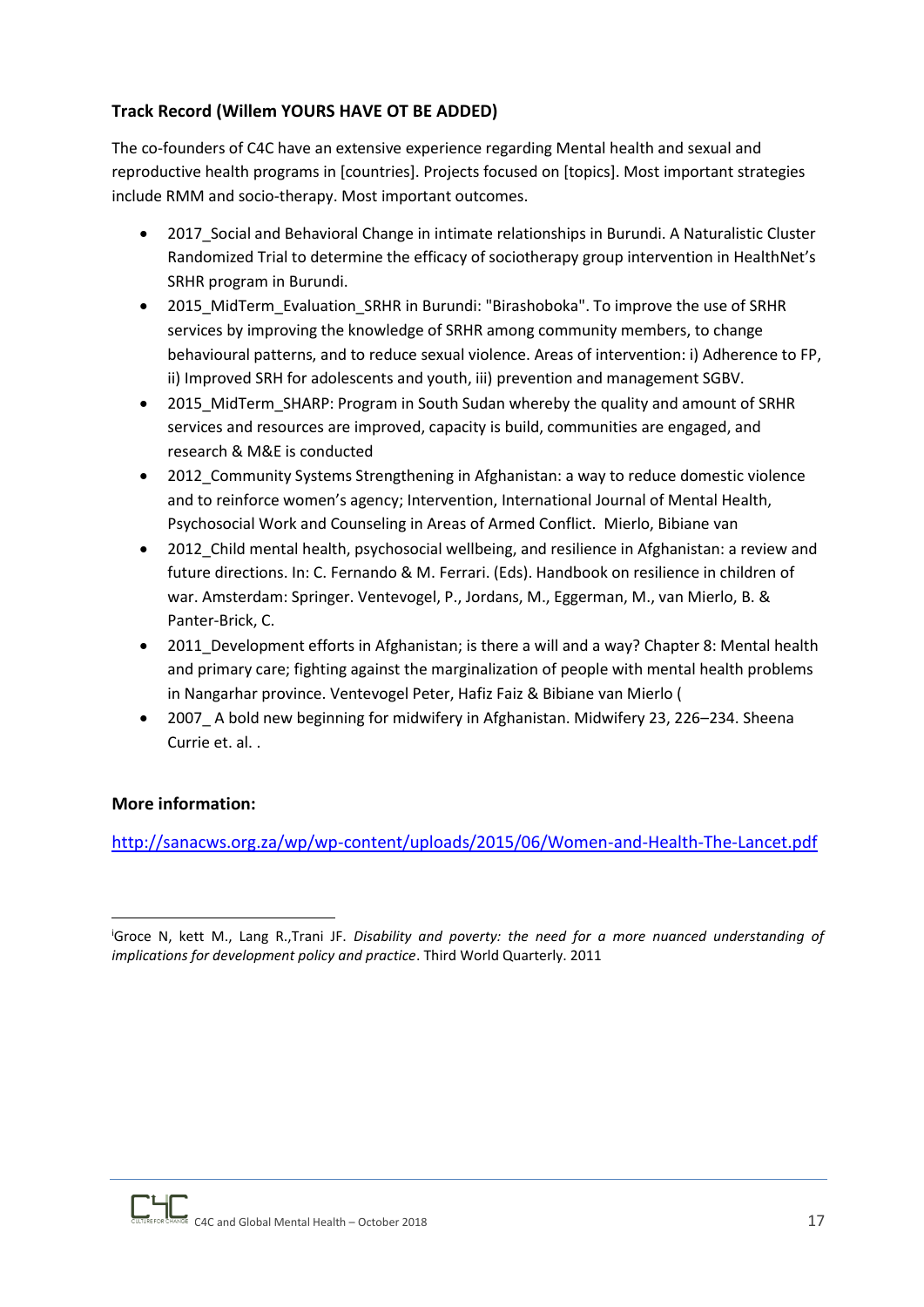### **Track Record (Willem YOURS HAVE OT BE ADDED)**

The co-founders of C4C have an extensive experience regarding Mental health and sexual and reproductive health programs in [countries]. Projects focused on [topics]. Most important strategies include RMM and socio-therapy. Most important outcomes.

- 2017_Social and Behavioral Change in intimate relationships in Burundi. A Naturalistic Cluster Randomized Trial to determine the efficacy of sociotherapy group intervention in HealthNet's SRHR program in Burundi.
- 2015_MidTerm_Evaluation_SRHR in Burundi: "Birashoboka". To improve the use of SRHR services by improving the knowledge of SRHR among community members, to change behavioural patterns, and to reduce sexual violence. Areas of intervention: i) Adherence to FP, ii) Improved SRH for adolescents and youth, iii) prevention and management SGBV.
- 2015_MidTerm_SHARP: Program in South Sudan whereby the quality and amount of SRHR services and resources are improved, capacity is build, communities are engaged, and research & M&E is conducted
- 2012_Community Systems Strengthening in Afghanistan: a way to reduce domestic violence and to reinforce women's agency; Intervention, International Journal of Mental Health, Psychosocial Work and Counseling in Areas of Armed Conflict. Mierlo, Bibiane van
- 2012_Child mental health, psychosocial wellbeing, and resilience in Afghanistan: a review and future directions. In: C. Fernando & M. Ferrari. (Eds). Handbook on resilience in children of war. Amsterdam: Springer. Ventevogel, P., Jordans, M., Eggerman, M., van Mierlo, B. & Panter-Brick, C.
- 2011_Development efforts in Afghanistan; is there a will and a way? Chapter 8: Mental health and primary care; fighting against the marginalization of people with mental health problems in Nangarhar province. Ventevogel Peter, Hafiz Faiz & Bibiane van Mierlo (
- 2007_ A bold new beginning for midwifery in Afghanistan. Midwifery 23, 226–234. Sheena Currie et. al. .

### **More information:**

http://sanacws.org.za/wp/wp-content/uploads/2015/06/Women-and-Health-The-Lancet.pdf

---

[i] Groce N, kett M., Lang R.,Trani JF. *Disability and poverty: the need for a more nuanced understanding of implications for development policy and practice*. Third World Quarterly. 2011